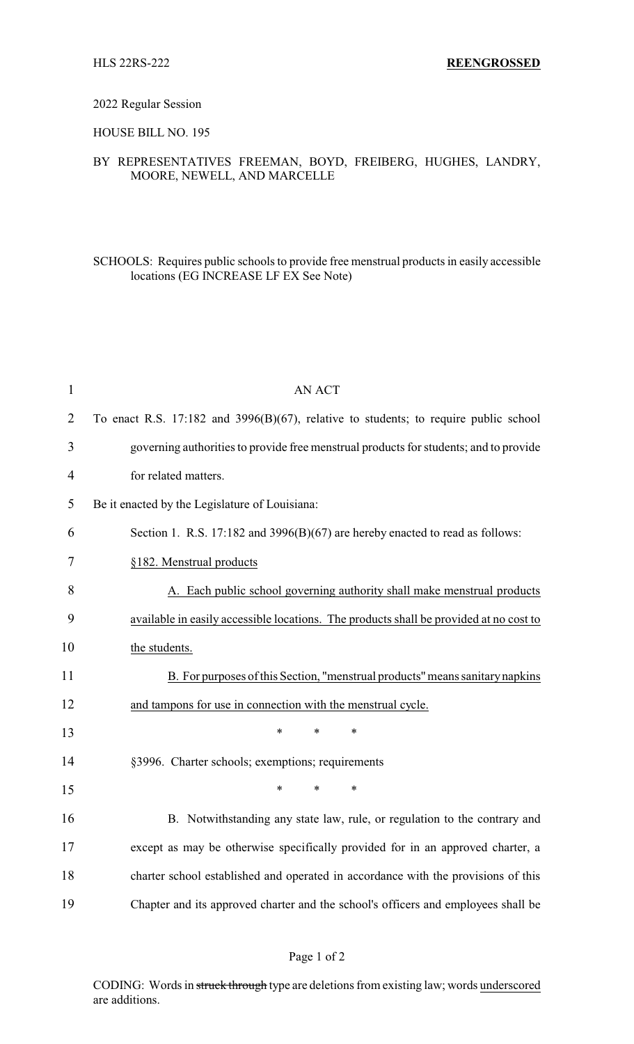HLS 22RS-222 **REENGROSSED**

2022 Regular Session

HOUSE BILL NO. 195

BY REPRESENTATIVES FREEMAN, BOYD, FREIBERG, HUGHES, LANDRY, MOORE, NEWELL, AND MARCELLE

SCHOOLS: Requires public schools to provide free menstrual products in easily accessible locations (EG INCREASE LF EX See Note)

AN ACT

To enact R.S. 17:182 and 3996(B)(67), relative to students; to require public school governing authorities to provide free menstrual products for students; and to provide for related matters.

Be it enacted by the Legislature of Louisiana:

Section 1. R.S. 17:182 and 3996(B)(67) are hereby enacted to read as follows:

§182. Menstrual products

A. Each public school governing authority shall make menstrual products available in easily accessible locations. The products shall be provided at no cost to the students.

B. For purposes of this Section, "menstrual products" means sanitary napkins and tampons for use in connection with the menstrual cycle.

\* \* \*

§3996. Charter schools; exemptions; requirements

\* \* \*

B. Notwithstanding any state law, rule, or regulation to the contrary and except as may be otherwise specifically provided for in an approved charter, a charter school established and operated in accordance with the provisions of this Chapter and its approved charter and the school's officers and employees shall be

CODING: Words in ~~struck through~~ type are deletions from existing law; words underscored are additions.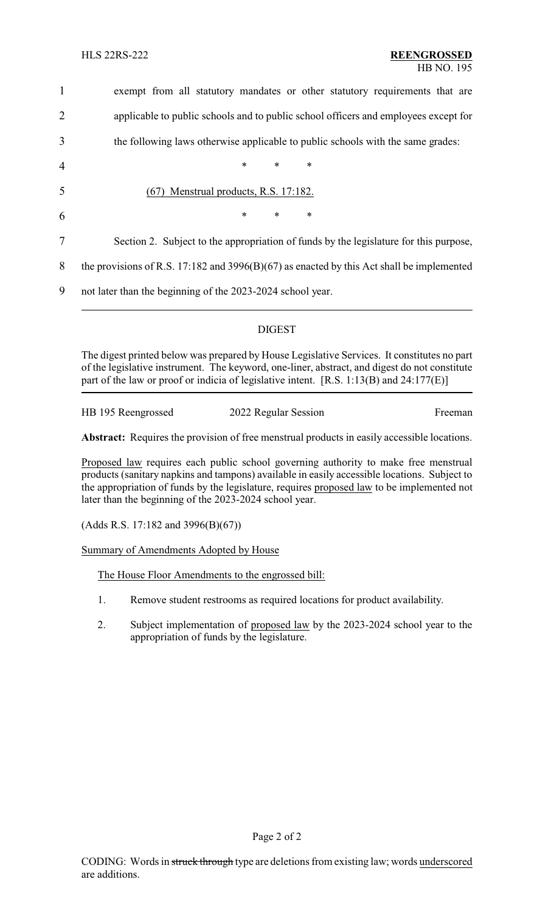exempt from all statutory mandates or other statutory requirements that are applicable to public schools and to public school officers and employees except for the following laws otherwise applicable to public schools with the same grades:

\* \* \*

(67) Menstrual products, R.S. 17:182.

\* \* \*

Section 2. Subject to the appropriation of funds by the legislature for this purpose, the provisions of R.S. 17:182 and 3996(B)(67) as enacted by this Act shall be implemented not later than the beginning of the 2023-2024 school year.

---

## DIGEST

The digest printed below was prepared by House Legislative Services. It constitutes no part of the legislative instrument. The keyword, one-liner, abstract, and digest do not constitute part of the law or proof or indicia of legislative intent. [R.S. 1:13(B) and 24:177(E)]

| HB 195 Reengrossed | 2022 Regular Session | Freeman |
|---|---|---|

**Abstract:** Requires the provision of free menstrual products in easily accessible locations.

Proposed law requires each public school governing authority to make free menstrual products (sanitary napkins and tampons) available in easily accessible locations. Subject to the appropriation of funds by the legislature, requires proposed law to be implemented not later than the beginning of the 2023-2024 school year.

(Adds R.S. 17:182 and 3996(B)(67))

Summary of Amendments Adopted by House

The House Floor Amendments to the engrossed bill:

1. Remove student restrooms as required locations for product availability.
2. Subject implementation of proposed law by the 2023-2024 school year to the appropriation of funds by the legislature.

CODING: Words in struck through type are deletions from existing law; words underscored are additions.